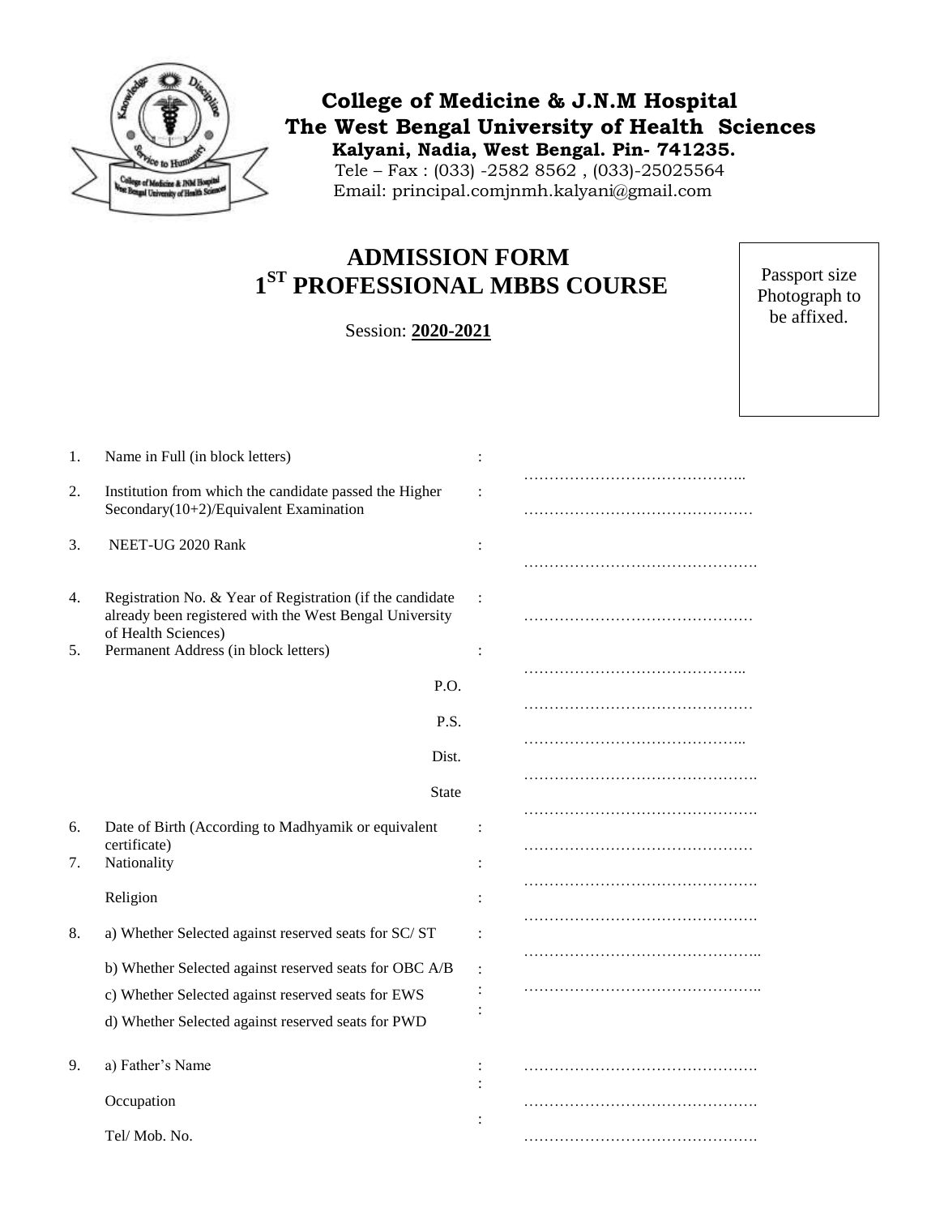**College of Medicine & J.N.M Hospital**
**The West Bengal University of Health Sciences**
**Kalyani, Nadia, West Bengal. Pin- 741235.**
Tele – Fax : (033) -2582 8562 , (033)-25025564
Email: principal.comjnmh.kalyani@gmail.com

# ADMISSION FORM
# 1ST PROFESSIONAL MBBS COURSE

Session: **2020-2021**

Passport size Photograph to be affixed.

| | | | |
|---|---|---|---|
| 1. | Name in Full (in block letters) | : | …………………………………….. |
| 2. | Institution from which the candidate passed the Higher Secondary(10+2)/Equivalent Examination | : | ……………………………………… |
| 3. | NEET-UG 2020 Rank | : | ………………………………………. |
| 4. | Registration No. & Year of Registration (if the candidate already been registered with the West Bengal University of Health Sciences) | : | ……………………………………… |
| 5. | Permanent Address (in block letters) | : | …………………………………….. |
| | P.O. | | ……………………………………… |
| | P.S. | | …………………………………….. |
| | Dist. | | ………………………………………. |
| | State | | ………………………………………. |
| 6. | Date of Birth (According to Madhyamik or equivalent certificate) | : | ……………………………………… |
| 7. | Nationality | : | ………………………………………. |
| | Religion | : | ………………………………………. |
| 8. | a) Whether Selected against reserved seats for SC/ ST | : | ……………………………………….. |
| | b) Whether Selected against reserved seats for OBC A/B | : | ……………………………………….. |
| | c) Whether Selected against reserved seats for EWS | : | |
| | d) Whether Selected against reserved seats for PWD | : | |
| 9. | a) Father's Name | : | ………………………………………. |
| | Occupation | : | ………………………………………. |
| | Tel/ Mob. No. | : | ………………………………………. |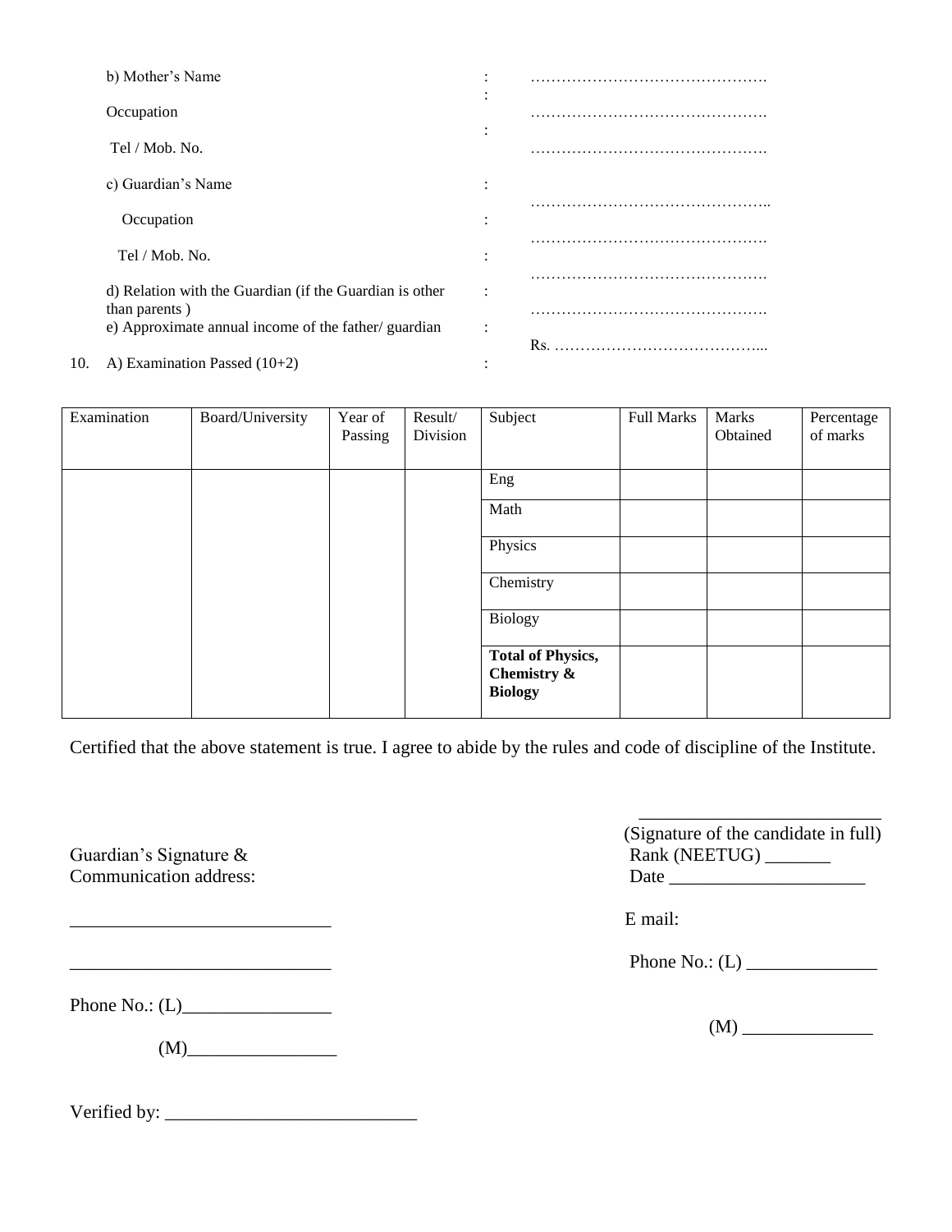b) Mother's Name : ……………………………………….

Occupation : ……………………………………….

Tel / Mob. No. : ……………………………………….

c) Guardian's Name : ………………………………………..

Occupation : ……………………………………….

Tel / Mob. No. : ……………………………………….

d) Relation with the Guardian (if the Guardian is other than parents ) : ……………………………………….

e) Approximate annual income of the father/ guardian : Rs. …………………………………...

10. A) Examination Passed (10+2) :

| Examination | Board/University | Year of Passing | Result/ Division | Subject | Full Marks | Marks Obtained | Percentage of marks |
|---|---|---|---|---|---|---|---|
| | | | | Eng | | | |
| | | | | Math | | | |
| | | | | Physics | | | |
| | | | | Chemistry | | | |
| | | | | Biology | | | |
| | | | | **Total of Physics, Chemistry & Biology** | | | |

Certified that the above statement is true. I agree to abide by the rules and code of discipline of the Institute.

___________________________
(Signature of the candidate in full)

Rank (NEETUG) _______

Date _____________________

E mail:

Phone No.: (L) ______________

(M) ______________

Guardian's Signature &
Communication address:

____________________________

____________________________

Phone No.: (L)________________

(M)________________

Verified by: ___________________________